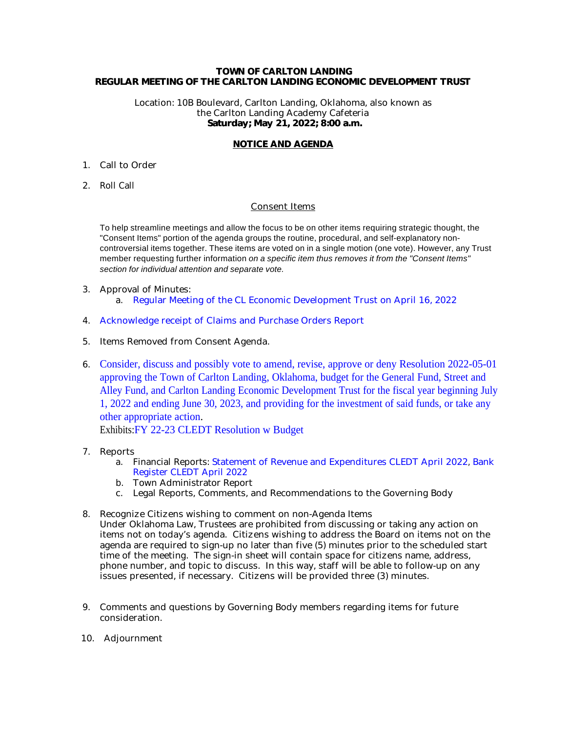**TOWN OF CARLTON LANDING**
**REGULAR MEETING OF THE CARLTON LANDING ECONOMIC DEVELOPMENT TRUST**

Location: 10B Boulevard, Carlton Landing, Oklahoma, also known as the Carlton Landing Academy Cafeteria
**Saturday; May 21, 2022; 8:00 a.m.**

**NOTICE AND AGENDA**

1. Call to Order

2. Roll Call

Consent Items

To help streamline meetings and allow the focus to be on other items requiring strategic thought, the "Consent Items" portion of the agenda groups the routine, procedural, and self-explanatory non-controversial items together. These items are voted on in a single motion (one vote). However, any Trust member requesting further information *on a specific item thus removes it from the "Consent Items" section for individual attention and separate vote.*

3. Approval of Minutes:
   a. Regular Meeting of the CL Economic Development Trust on April 16, 2022

4. Acknowledge receipt of Claims and Purchase Orders Report

5. Items Removed from Consent Agenda.

6. Consider, discuss and possibly vote to amend, revise, approve or deny Resolution 2022-05-01 approving the Town of Carlton Landing, Oklahoma, budget for the General Fund, Street and Alley Fund, and Carlton Landing Economic Development Trust for the fiscal year beginning July 1, 2022 and ending June 30, 2023, and providing for the investment of said funds, or take any other appropriate action.
   Exhibits: FY 22-23 CLEDT Resolution w Budget

7. Reports
   a. Financial Reports: Statement of Revenue and Expenditures CLEDT April 2022, Bank Register CLEDT April 2022
   b. Town Administrator Report
   c. Legal Reports, Comments, and Recommendations to the Governing Body

8. Recognize Citizens wishing to comment on non-Agenda Items
   Under Oklahoma Law, Trustees are prohibited from discussing or taking any action on items not on today's agenda. Citizens wishing to address the Board on items not on the agenda are required to sign-up no later than five (5) minutes prior to the scheduled start time of the meeting. The sign-in sheet will contain space for citizens name, address, phone number, and topic to discuss. In this way, staff will be able to follow-up on any issues presented, if necessary. Citizens will be provided three (3) minutes.

9. Comments and questions by Governing Body members regarding items for future consideration.

10. Adjournment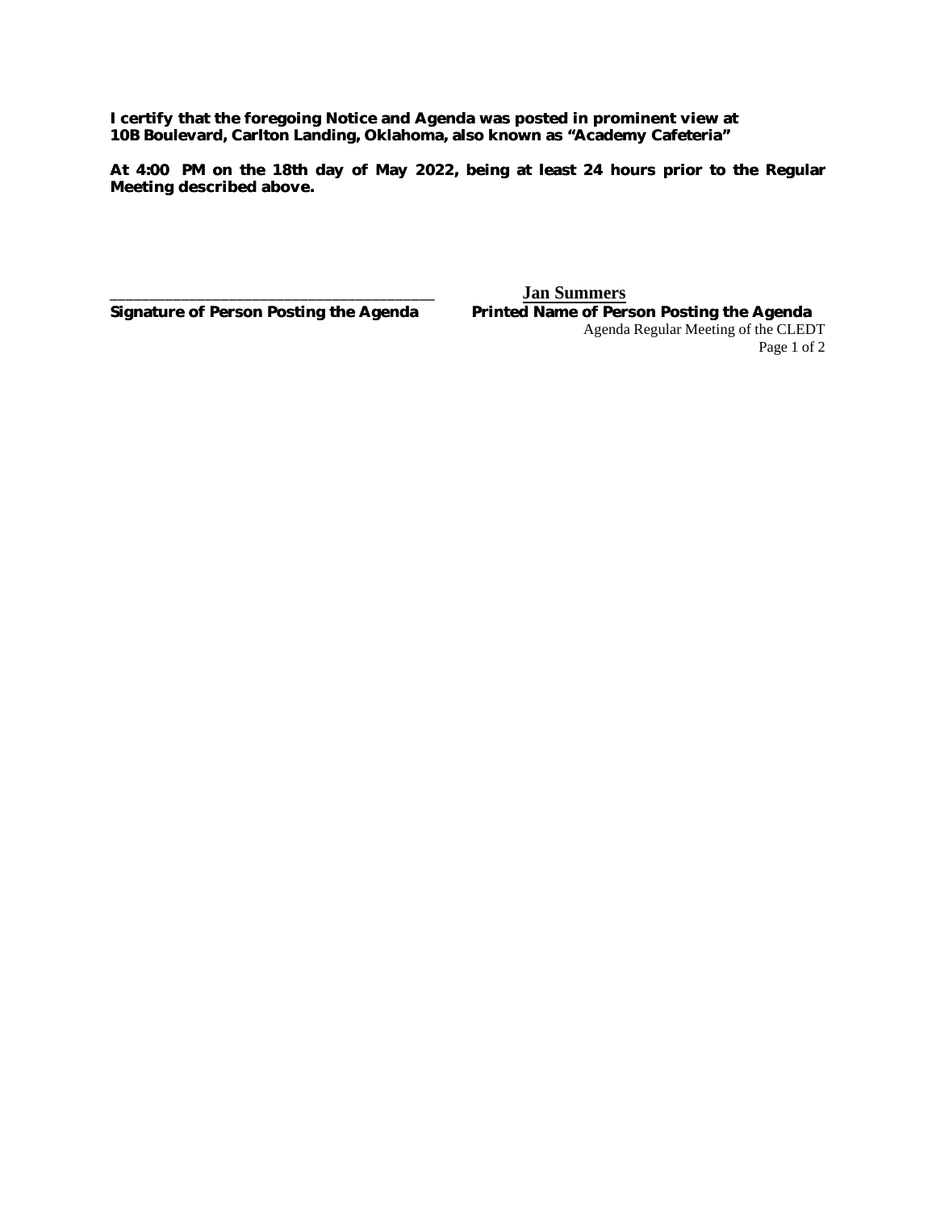**I certify that the foregoing Notice and Agenda was posted in prominent view at 10B Boulevard, Carlton Landing, Oklahoma, also known as "Academy Cafeteria"**

**At 4:00 PM on the 18th day of May 2022, being at least 24 hours prior to the Regular Meeting described above.**

\_\_\_\_\_\_\_\_\_\_\_\_\_\_\_\_\_\_\_\_\_\_\_\_\_\_\_\_\_\_\_\_\_\_\_\_\_\_\_\_ **Jan Summers**

**Signature of Person Posting the Agenda** **Printed Name of Person Posting the Agenda**

Agenda Regular Meeting of the CLEDT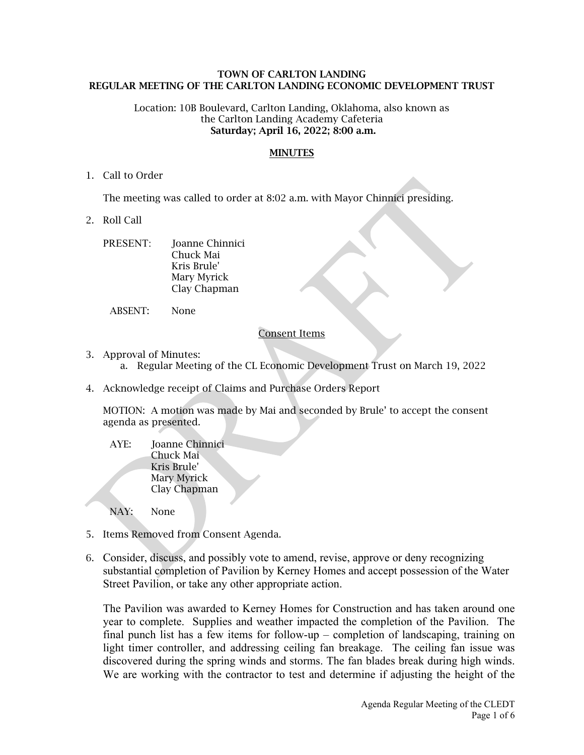**TOWN OF CARLTON LANDING**
**REGULAR MEETING OF THE CARLTON LANDING ECONOMIC DEVELOPMENT TRUST**

Location: 10B Boulevard, Carlton Landing, Oklahoma, also known as the Carlton Landing Academy Cafeteria
**Saturday; April 16, 2022; 8:00 a.m.**

**MINUTES**

1. Call to Order

   The meeting was called to order at 8:02 a.m. with Mayor Chinnici presiding.

2. Roll Call

   PRESENT: Joanne Chinnici
   Chuck Mai
   Kris Brule'
   Mary Myrick
   Clay Chapman

   ABSENT: None

Consent Items

3. Approval of Minutes:
   a. Regular Meeting of the CL Economic Development Trust on March 19, 2022

4. Acknowledge receipt of Claims and Purchase Orders Report

   MOTION: A motion was made by Mai and seconded by Brule' to accept the consent agenda as presented.

   AYE: Joanne Chinnici
   Chuck Mai
   Kris Brule'
   Mary Myrick
   Clay Chapman

   NAY: None

5. Items Removed from Consent Agenda.

6. Consider, discuss, and possibly vote to amend, revise, approve or deny recognizing substantial completion of Pavilion by Kerney Homes and accept possession of the Water Street Pavilion, or take any other appropriate action.

   The Pavilion was awarded to Kerney Homes for Construction and has taken around one year to complete. Supplies and weather impacted the completion of the Pavilion. The final punch list has a few items for follow-up – completion of landscaping, training on light timer controller, and addressing ceiling fan breakage. The ceiling fan issue was discovered during the spring winds and storms. The fan blades break during high winds. We are working with the contractor to test and determine if adjusting the height of the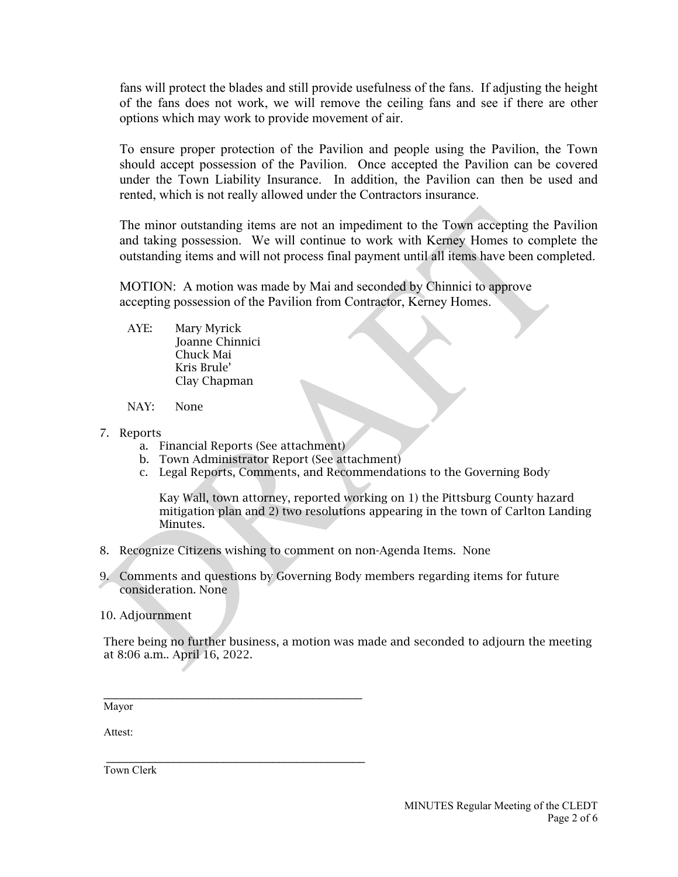fans will protect the blades and still provide usefulness of the fans. If adjusting the height of the fans does not work, we will remove the ceiling fans and see if there are other options which may work to provide movement of air.

To ensure proper protection of the Pavilion and people using the Pavilion, the Town should accept possession of the Pavilion. Once accepted the Pavilion can be covered under the Town Liability Insurance. In addition, the Pavilion can then be used and rented, which is not really allowed under the Contractors insurance.

The minor outstanding items are not an impediment to the Town accepting the Pavilion and taking possession. We will continue to work with Kerney Homes to complete the outstanding items and will not process final payment until all items have been completed.

MOTION: A motion was made by Mai and seconded by Chinnici to approve accepting possession of the Pavilion from Contractor, Kerney Homes.

AYE: Mary Myrick
Joanne Chinnici
Chuck Mai
Kris Brule'
Clay Chapman

NAY: None

7. Reports
   a. Financial Reports (See attachment)
   b. Town Administrator Report (See attachment)
   c. Legal Reports, Comments, and Recommendations to the Governing Body

      Kay Wall, town attorney, reported working on 1) the Pittsburg County hazard mitigation plan and 2) two resolutions appearing in the town of Carlton Landing Minutes.

8. Recognize Citizens wishing to comment on non-Agenda Items. None

9. Comments and questions by Governing Body members regarding items for future consideration. None

10. Adjournment

There being no further business, a motion was made and seconded to adjourn the meeting at 8:06 a.m.. April 16, 2022.

\_\_\_\_\_\_\_\_\_\_\_\_\_\_\_\_\_\_\_\_\_\_\_\_\_\_\_\_\_\_\_\_\_\_\_\_\_\_\_\_
Mayor

Attest:

\_\_\_\_\_\_\_\_\_\_\_\_\_\_\_\_\_\_\_\_\_\_\_\_\_\_\_\_\_\_\_\_\_\_\_\_\_\_\_\_
Town Clerk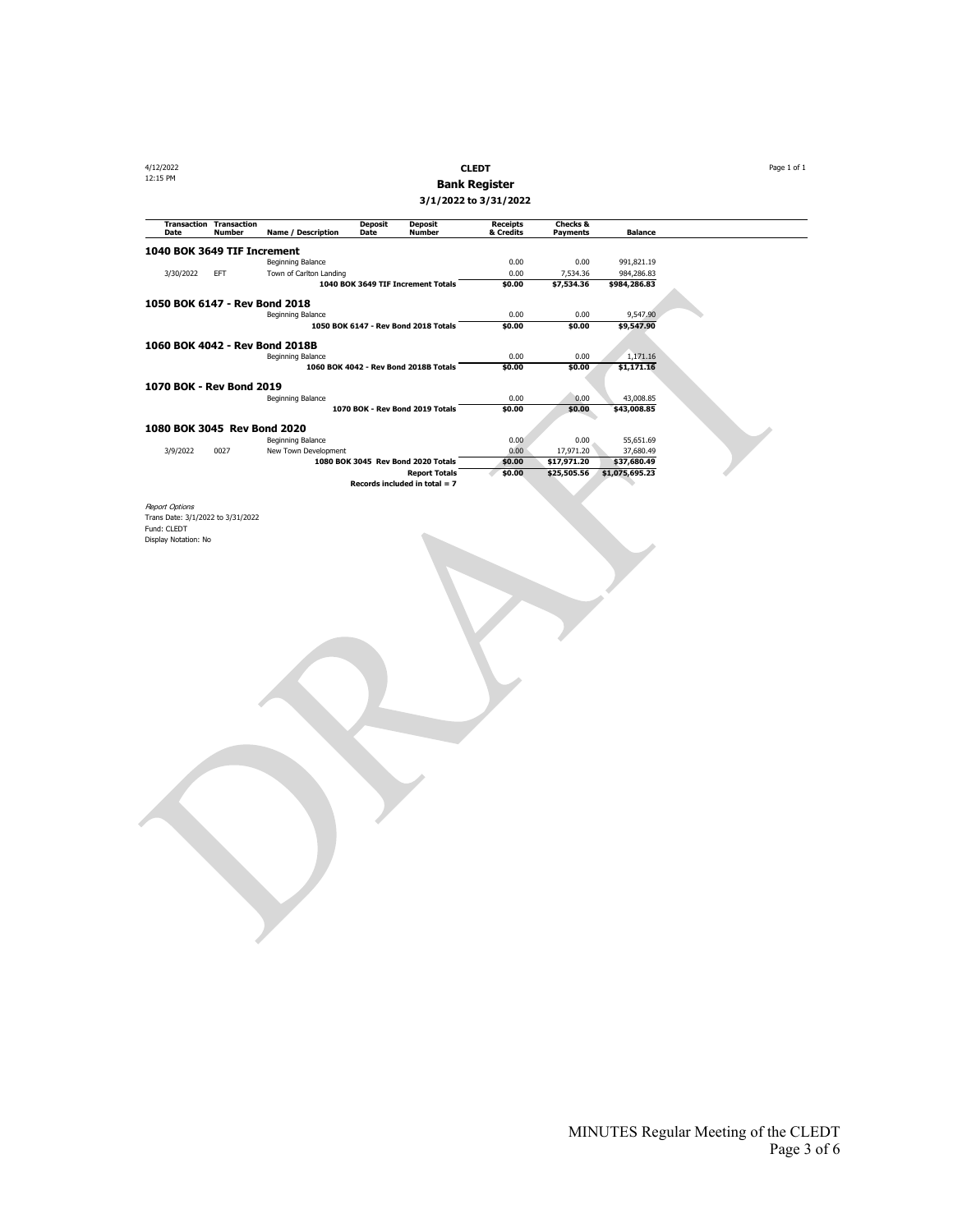4/12/2022
12:15 PM

**CLEDT**
**Bank Register**
**3/1/2022 to 3/31/2022**

| Transaction Date | Transaction Number | Name / Description | Deposit Date | Deposit Number | Receipts & Credits | Checks & Payments | Balance |
|---|---|---|---|---|---|---|---|
| **1040 BOK 3649 TIF Increment** | | | | | | | |
| | | Beginning Balance | | | 0.00 | 0.00 | 991,821.19 |
| 3/30/2022 | EFT | Town of Carlton Landing | | | 0.00 | 7,534.36 | 984,286.83 |
| | | **1040 BOK 3649 TIF Increment Totals** | | | **$0.00** | **$7,534.36** | **$984,286.83** |
| **1050 BOK 6147 - Rev Bond 2018** | | | | | | | |
| | | Beginning Balance | | | 0.00 | 0.00 | 9,547.90 |
| | | **1050 BOK 6147 - Rev Bond 2018 Totals** | | | **$0.00** | **$0.00** | **$9,547.90** |
| **1060 BOK 4042 - Rev Bond 2018B** | | | | | | | |
| | | Beginning Balance | | | 0.00 | 0.00 | 1,171.16 |
| | | **1060 BOK 4042 - Rev Bond 2018B Totals** | | | **$0.00** | **$0.00** | **$1,171.16** |
| **1070 BOK - Rev Bond 2019** | | | | | | | |
| | | Beginning Balance | | | 0.00 | 0.00 | 43,008.85 |
| | | **1070 BOK - Rev Bond 2019 Totals** | | | **$0.00** | **$0.00** | **$43,008.85** |
| **1080 BOK 3045 Rev Bond 2020** | | | | | | | |
| | | Beginning Balance | | | 0.00 | 0.00 | 55,651.69 |
| 3/9/2022 | 0027 | New Town Development | | | 0.00 | 17,971.20 | 37,680.49 |
| | | **1080 BOK 3045 Rev Bond 2020 Totals** | | | **$0.00** | **$17,971.20** | **$37,680.49** |
| | | **Report Totals** | | | **$0.00** | **$25,505.56** | **$1,075,695.23** |
| | | **Records included in total = 7** | | | | | |

*Report Options*
Trans Date: 3/1/2022 to 3/31/2022
Fund: CLEDT
Display Notation: No

DRAFT

MINUTES Regular Meeting of the CLEDT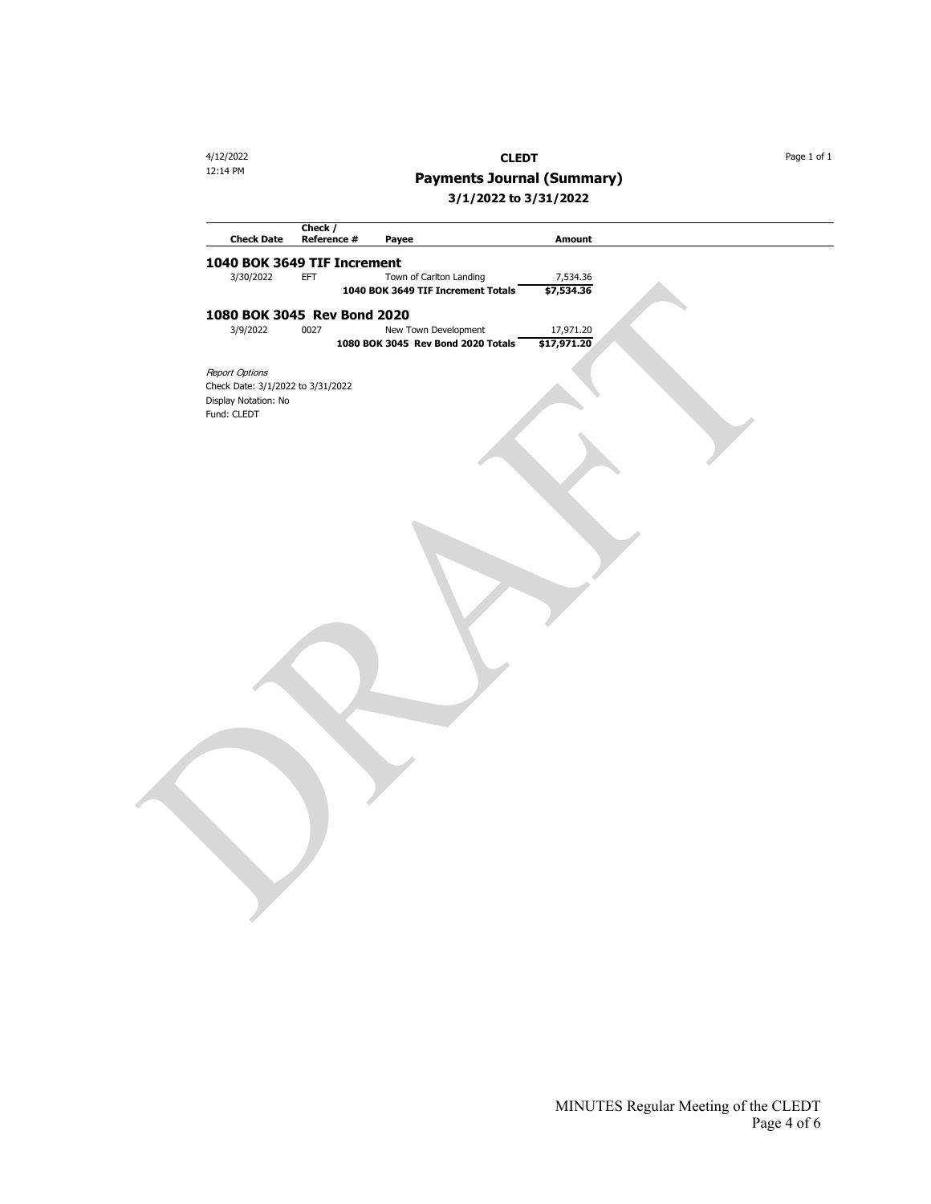4/12/2022
12:14 PM

**CLEDT**

**Payments Journal (Summary)**

**3/1/2022 to 3/31/2022**

| Check Date | Check / Reference # | Payee | Amount |
|---|---|---|---|
| **1040 BOK 3649 TIF Increment** | | | |
| 3/30/2022 | EFT | Town of Carlton Landing | 7,534.36 |
| | | **1040 BOK 3649 TIF Increment Totals** | **$7,534.36** |
| **1080 BOK 3045 Rev Bond 2020** | | | |
| 3/9/2022 | 0027 | New Town Development | 17,971.20 |
| | | **1080 BOK 3045 Rev Bond 2020 Totals** | **$17,971.20** |

*Report Options*
Check Date: 3/1/2022 to 3/31/2022
Display Notation: No
Fund: CLEDT

DRAFT

MINUTES Regular Meeting of the CLEDT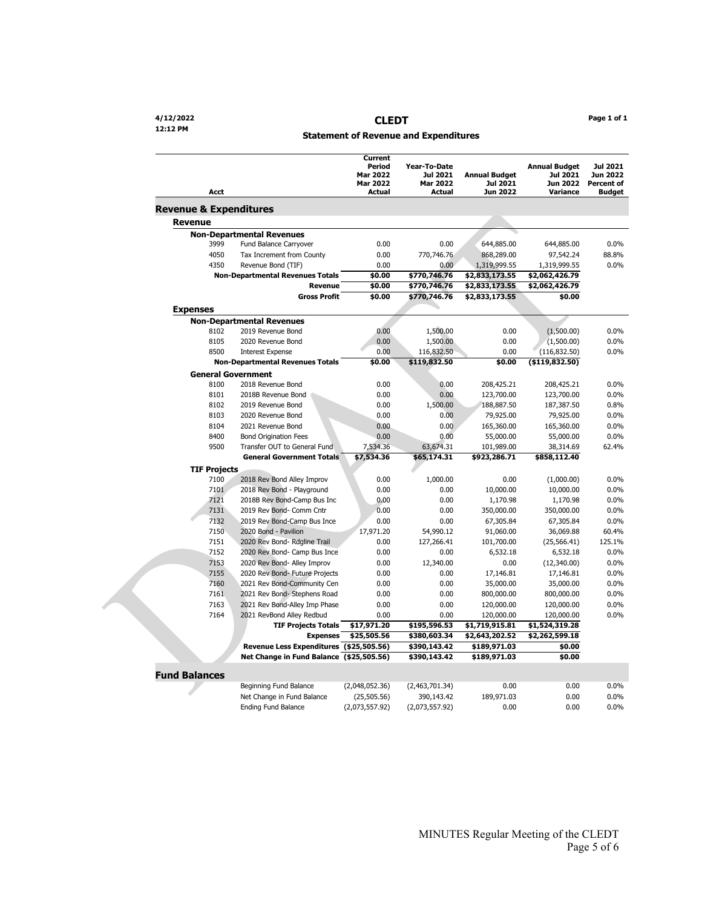4/12/2022
12:12 PM

# CLEDT

## Statement of Revenue and Expenditures

| Acct | | Current Period Mar 2022 Mar 2022 Actual | Year-To-Date Jul 2021 Mar 2022 Actual | Annual Budget Jul 2021 Jun 2022 | Annual Budget Jul 2021 Jun 2022 Variance | Jul 2021 Jun 2022 Percent of Budget |
|---|---|---|---|---|---|---|
| **Revenue & Expenditures** | | | | | | |
| **Revenue** | | | | | | |
| **Non-Departmental Revenues** | | | | | | |
| 3999 | Fund Balance Carryover | 0.00 | 0.00 | 644,885.00 | 644,885.00 | 0.0% |
| 4050 | Tax Increment from County | 0.00 | 770,746.76 | 868,289.00 | 97,542.24 | 88.8% |
| 4350 | Revenue Bond (TIF) | 0.00 | 0.00 | 1,319,999.55 | 1,319,999.55 | 0.0% |
| | **Non-Departmental Revenues Totals** | **$0.00** | **$770,746.76** | **$2,833,173.55** | **$2,062,426.79** | |
| | **Revenue** | **$0.00** | **$770,746.76** | **$2,833,173.55** | **$2,062,426.79** | |
| | **Gross Profit** | **$0.00** | **$770,746.76** | **$2,833,173.55** | **$0.00** | |
| **Expenses** | | | | | | |
| **Non-Departmental Revenues** | | | | | | |
| 8102 | 2019 Revenue Bond | 0.00 | 1,500.00 | 0.00 | (1,500.00) | 0.0% |
| 8105 | 2020 Revenue Bond | 0.00 | 1,500.00 | 0.00 | (1,500.00) | 0.0% |
| 8500 | Interest Expense | 0.00 | 116,832.50 | 0.00 | (116,832.50) | 0.0% |
| | **Non-Departmental Revenues Totals** | **$0.00** | **$119,832.50** | **$0.00** | **($119,832.50)** | |
| **General Government** | | | | | | |
| 8100 | 2018 Revenue Bond | 0.00 | 0.00 | 208,425.21 | 208,425.21 | 0.0% |
| 8101 | 2018B Revenue Bond | 0.00 | 0.00 | 123,700.00 | 123,700.00 | 0.0% |
| 8102 | 2019 Revenue Bond | 0.00 | 1,500.00 | 188,887.50 | 187,387.50 | 0.8% |
| 8103 | 2020 Revenue Bond | 0.00 | 0.00 | 79,925.00 | 79,925.00 | 0.0% |
| 8104 | 2021 Revenue Bond | 0.00 | 0.00 | 165,360.00 | 165,360.00 | 0.0% |
| 8400 | Bond Origination Fees | 0.00 | 0.00 | 55,000.00 | 55,000.00 | 0.0% |
| 9500 | Transfer OUT to General Fund | 7,534.36 | 63,674.31 | 101,989.00 | 38,314.69 | 62.4% |
| | **General Government Totals** | **$7,534.36** | **$65,174.31** | **$923,286.71** | **$858,112.40** | |
| **TIF Projects** | | | | | | |
| 7100 | 2018 Rev Bond Alley Improv | 0.00 | 1,000.00 | 0.00 | (1,000.00) | 0.0% |
| 7101 | 2018 Rev Bond - Playground | 0.00 | 0.00 | 10,000.00 | 10,000.00 | 0.0% |
| 7121 | 2018B Rev Bond-Camp Bus Inc | 0.00 | 0.00 | 1,170.98 | 1,170.98 | 0.0% |
| 7131 | 2019 Rev Bond- Comm Cntr | 0.00 | 0.00 | 350,000.00 | 350,000.00 | 0.0% |
| 7132 | 2019 Rev Bond-Camp Bus Ince | 0.00 | 0.00 | 67,305.84 | 67,305.84 | 0.0% |
| 7150 | 2020 Bond - Pavilion | 17,971.20 | 54,990.12 | 91,060.00 | 36,069.88 | 60.4% |
| 7151 | 2020 Rev Bond- Rdgline Trail | 0.00 | 127,266.41 | 101,700.00 | (25,566.41) | 125.1% |
| 7152 | 2020 Rev Bond- Camp Bus Ince | 0.00 | 0.00 | 6,532.18 | 6,532.18 | 0.0% |
| 7153 | 2020 Rev Bond- Alley Improv | 0.00 | 12,340.00 | 0.00 | (12,340.00) | 0.0% |
| 7155 | 2020 Rev Bond- Future Projects | 0.00 | 0.00 | 17,146.81 | 17,146.81 | 0.0% |
| 7160 | 2021 Rev Bond-Community Cen | 0.00 | 0.00 | 35,000.00 | 35,000.00 | 0.0% |
| 7161 | 2021 Rev Bond- Stephens Road | 0.00 | 0.00 | 800,000.00 | 800,000.00 | 0.0% |
| 7163 | 2021 Rev Bond-Alley Imp Phase | 0.00 | 0.00 | 120,000.00 | 120,000.00 | 0.0% |
| 7164 | 2021 RevBond Alley Redbud | 0.00 | 0.00 | 120,000.00 | 120,000.00 | 0.0% |
| | **TIF Projects Totals** | **$17,971.20** | **$195,596.53** | **$1,719,915.81** | **$1,524,319.28** | |
| | **Expenses** | **$25,505.56** | **$380,603.34** | **$2,643,202.52** | **$2,262,599.18** | |
| | **Revenue Less Expenditures** | **($25,505.56)** | **$390,143.42** | **$189,971.03** | **$0.00** | |
| | **Net Change in Fund Balance** | **($25,505.56)** | **$390,143.42** | **$189,971.03** | **$0.00** | |
| **Fund Balances** | | | | | | |
| | Beginning Fund Balance | (2,048,052.36) | (2,463,701.34) | 0.00 | 0.00 | 0.0% |
| | Net Change in Fund Balance | (25,505.56) | 390,143.42 | 189,971.03 | 0.00 | 0.0% |
| | Ending Fund Balance | (2,073,557.92) | (2,073,557.92) | 0.00 | 0.00 | 0.0% |

MINUTES Regular Meeting of the CLEDT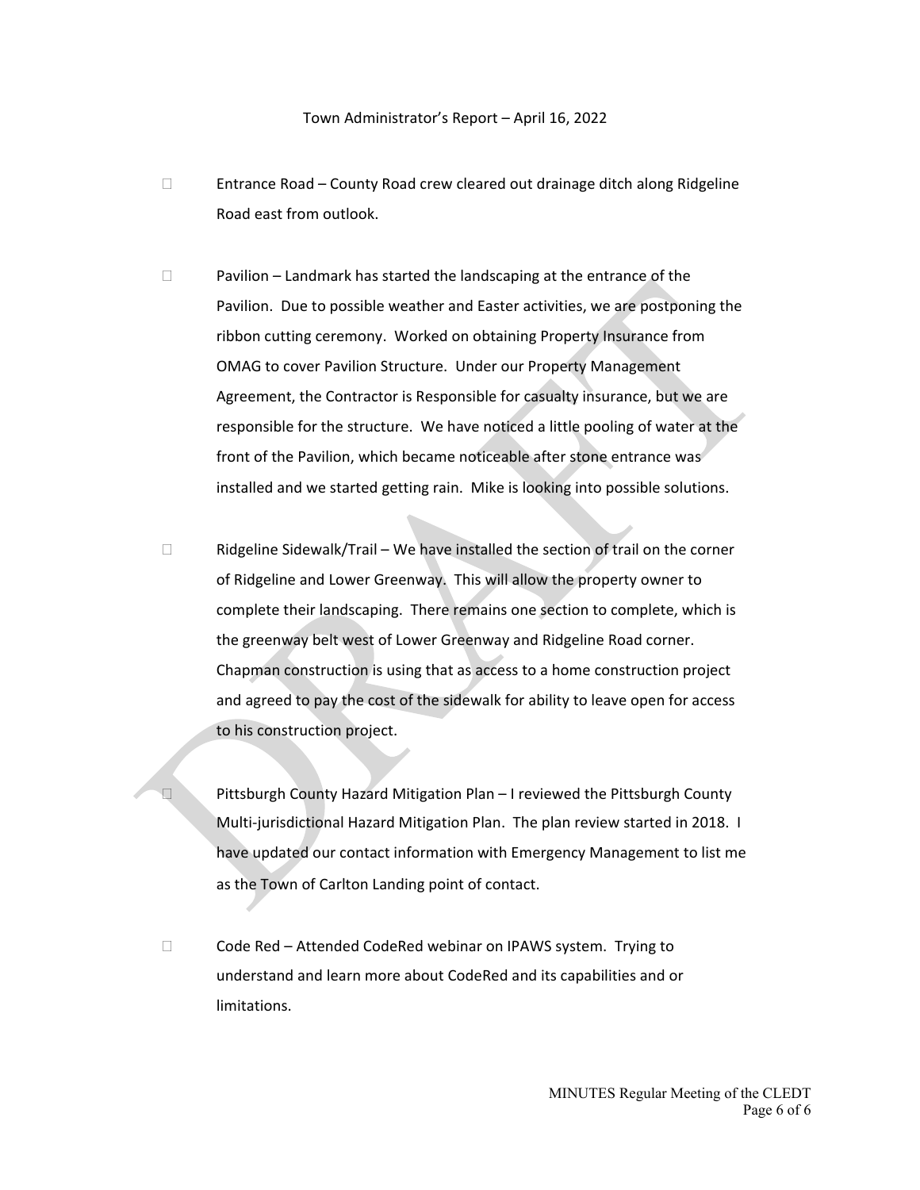Town Administrator's Report – April 16, 2022

- Entrance Road – County Road crew cleared out drainage ditch along Ridgeline Road east from outlook.

- Pavilion – Landmark has started the landscaping at the entrance of the Pavilion. Due to possible weather and Easter activities, we are postponing the ribbon cutting ceremony. Worked on obtaining Property Insurance from OMAG to cover Pavilion Structure. Under our Property Management Agreement, the Contractor is Responsible for casualty insurance, but we are responsible for the structure. We have noticed a little pooling of water at the front of the Pavilion, which became noticeable after stone entrance was installed and we started getting rain. Mike is looking into possible solutions.

- Ridgeline Sidewalk/Trail – We have installed the section of trail on the corner of Ridgeline and Lower Greenway. This will allow the property owner to complete their landscaping. There remains one section to complete, which is the greenway belt west of Lower Greenway and Ridgeline Road corner. Chapman construction is using that as access to a home construction project and agreed to pay the cost of the sidewalk for ability to leave open for access to his construction project.

- Pittsburgh County Hazard Mitigation Plan – I reviewed the Pittsburgh County Multi-jurisdictional Hazard Mitigation Plan. The plan review started in 2018. I have updated our contact information with Emergency Management to list me as the Town of Carlton Landing point of contact.

- Code Red – Attended CodeRed webinar on IPAWS system. Trying to understand and learn more about CodeRed and its capabilities and or limitations.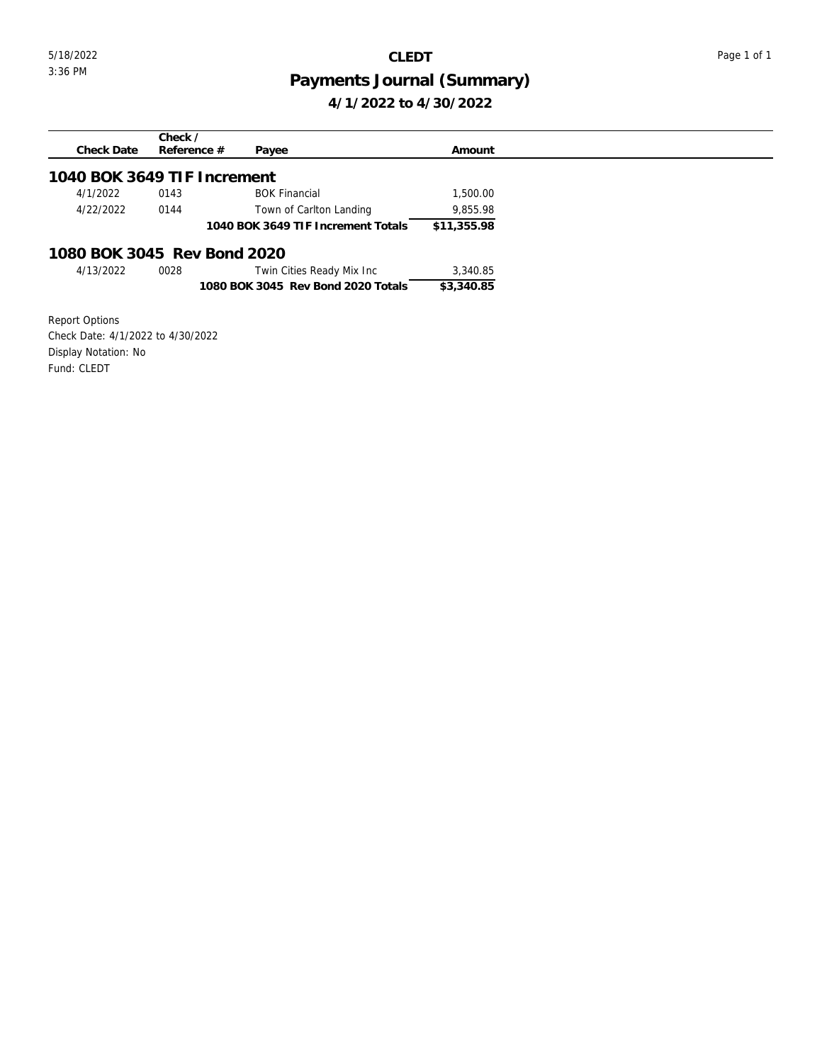# CLEDT

## Payments Journal (Summary)

### 4/1/2022 to 4/30/2022

| Check Date | Check / Reference # | Payee | Amount |
|---|---|---|---|
| **1040 BOK 3649 TIF Increment** | | | |
| 4/1/2022 | 0143 | BOK Financial | 1,500.00 |
| 4/22/2022 | 0144 | Town of Carlton Landing | 9,855.98 |
| | | **1040 BOK 3649 TIF Increment Totals** | **$11,355.98** |
| **1080 BOK 3045 Rev Bond 2020** | | | |
| 4/13/2022 | 0028 | Twin Cities Ready Mix Inc | 3,340.85 |
| | | **1080 BOK 3045 Rev Bond 2020 Totals** | **$3,340.85** |

Report Options
Check Date: 4/1/2022 to 4/30/2022
Display Notation: No
Fund: CLEDT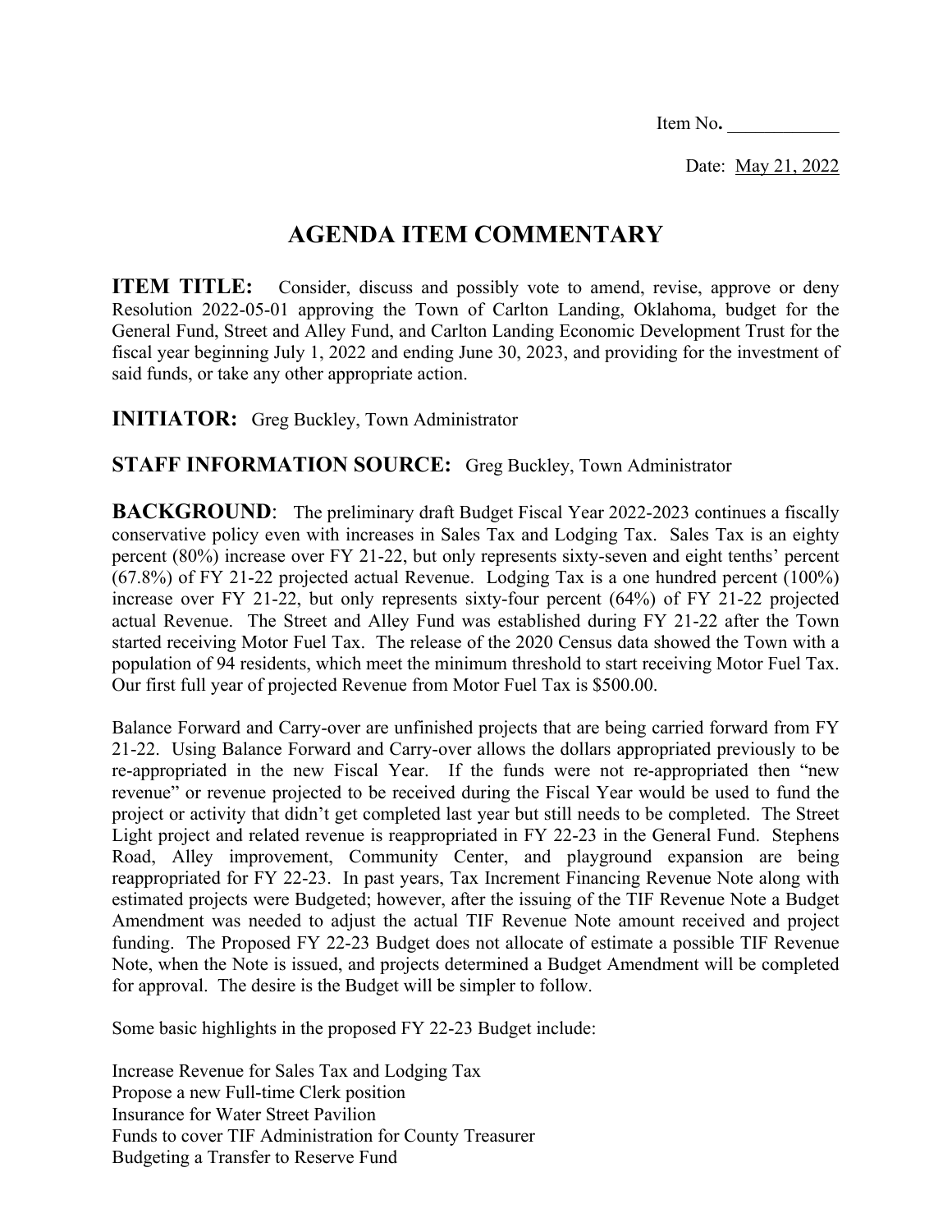Item No. ___________

Date: May 21, 2022

# AGENDA ITEM COMMENTARY

**ITEM TITLE:** Consider, discuss and possibly vote to amend, revise, approve or deny Resolution 2022-05-01 approving the Town of Carlton Landing, Oklahoma, budget for the General Fund, Street and Alley Fund, and Carlton Landing Economic Development Trust for the fiscal year beginning July 1, 2022 and ending June 30, 2023, and providing for the investment of said funds, or take any other appropriate action.

**INITIATOR:** Greg Buckley, Town Administrator

**STAFF INFORMATION SOURCE:** Greg Buckley, Town Administrator

**BACKGROUND**: The preliminary draft Budget Fiscal Year 2022-2023 continues a fiscally conservative policy even with increases in Sales Tax and Lodging Tax. Sales Tax is an eighty percent (80%) increase over FY 21-22, but only represents sixty-seven and eight tenths' percent (67.8%) of FY 21-22 projected actual Revenue. Lodging Tax is a one hundred percent (100%) increase over FY 21-22, but only represents sixty-four percent (64%) of FY 21-22 projected actual Revenue. The Street and Alley Fund was established during FY 21-22 after the Town started receiving Motor Fuel Tax. The release of the 2020 Census data showed the Town with a population of 94 residents, which meet the minimum threshold to start receiving Motor Fuel Tax. Our first full year of projected Revenue from Motor Fuel Tax is $500.00.

Balance Forward and Carry-over are unfinished projects that are being carried forward from FY 21-22. Using Balance Forward and Carry-over allows the dollars appropriated previously to be re-appropriated in the new Fiscal Year. If the funds were not re-appropriated then "new revenue" or revenue projected to be received during the Fiscal Year would be used to fund the project or activity that didn't get completed last year but still needs to be completed. The Street Light project and related revenue is reappropriated in FY 22-23 in the General Fund. Stephens Road, Alley improvement, Community Center, and playground expansion are being reappropriated for FY 22-23. In past years, Tax Increment Financing Revenue Note along with estimated projects were Budgeted; however, after the issuing of the TIF Revenue Note a Budget Amendment was needed to adjust the actual TIF Revenue Note amount received and project funding. The Proposed FY 22-23 Budget does not allocate of estimate a possible TIF Revenue Note, when the Note is issued, and projects determined a Budget Amendment will be completed for approval. The desire is the Budget will be simpler to follow.

Some basic highlights in the proposed FY 22-23 Budget include:

Increase Revenue for Sales Tax and Lodging Tax
Propose a new Full-time Clerk position
Insurance for Water Street Pavilion
Funds to cover TIF Administration for County Treasurer
Budgeting a Transfer to Reserve Fund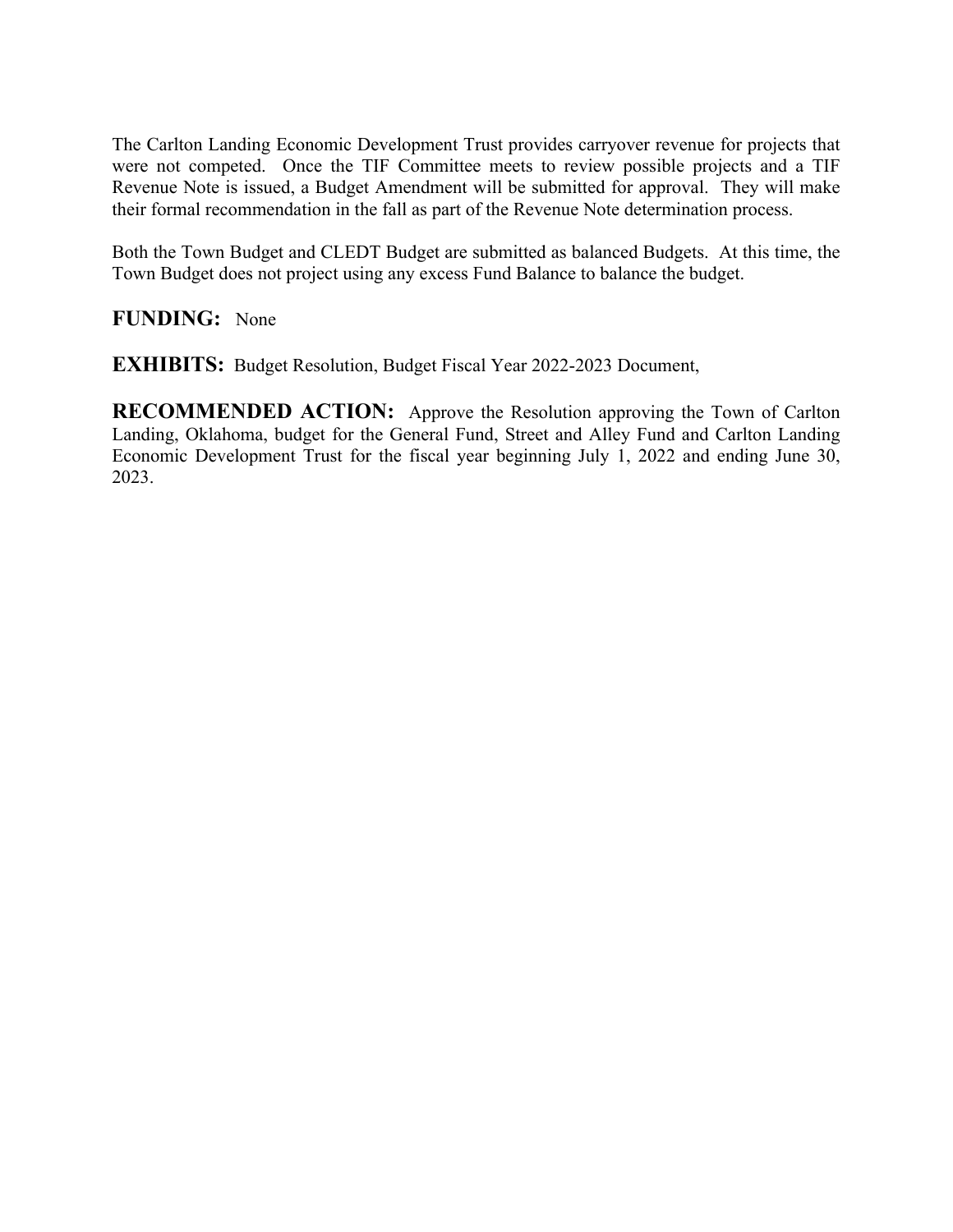The Carlton Landing Economic Development Trust provides carryover revenue for projects that were not competed. Once the TIF Committee meets to review possible projects and a TIF Revenue Note is issued, a Budget Amendment will be submitted for approval. They will make their formal recommendation in the fall as part of the Revenue Note determination process.

Both the Town Budget and CLEDT Budget are submitted as balanced Budgets. At this time, the Town Budget does not project using any excess Fund Balance to balance the budget.

**FUNDING:** None

**EXHIBITS:** Budget Resolution, Budget Fiscal Year 2022-2023 Document,

**RECOMMENDED ACTION:** Approve the Resolution approving the Town of Carlton Landing, Oklahoma, budget for the General Fund, Street and Alley Fund and Carlton Landing Economic Development Trust for the fiscal year beginning July 1, 2022 and ending June 30, 2023.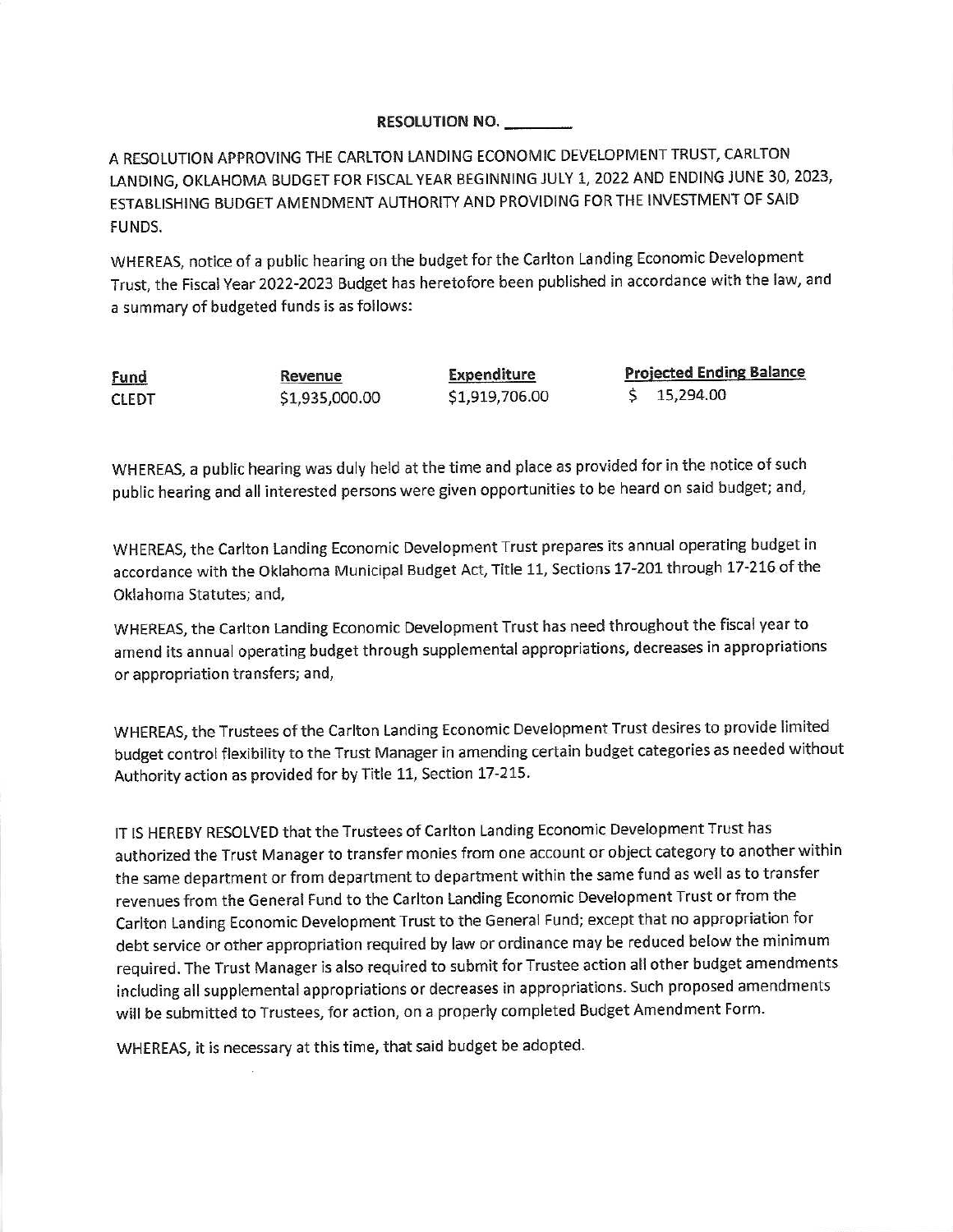**RESOLUTION NO. \_\_\_\_\_\_\_\_**

A RESOLUTION APPROVING THE CARLTON LANDING ECONOMIC DEVELOPMENT TRUST, CARLTON LANDING, OKLAHOMA BUDGET FOR FISCAL YEAR BEGINNING JULY 1, 2022 AND ENDING JUNE 30, 2023, ESTABLISHING BUDGET AMENDMENT AUTHORITY AND PROVIDING FOR THE INVESTMENT OF SAID FUNDS.

WHEREAS, notice of a public hearing on the budget for the Carlton Landing Economic Development Trust, the Fiscal Year 2022-2023 Budget has heretofore been published in accordance with the law, and a summary of budgeted funds is as follows:

| Fund | Revenue | Expenditure | Projected Ending Balance |
|---|---|---|---|
| CLEDT | $1,935,000.00 | $1,919,706.00 | $ 15,294.00 |

WHEREAS, a public hearing was duly held at the time and place as provided for in the notice of such public hearing and all interested persons were given opportunities to be heard on said budget; and,

WHEREAS, the Carlton Landing Economic Development Trust prepares its annual operating budget in accordance with the Oklahoma Municipal Budget Act, Title 11, Sections 17-201 through 17-216 of the Oklahoma Statutes; and,

WHEREAS, the Carlton Landing Economic Development Trust has need throughout the fiscal year to amend its annual operating budget through supplemental appropriations, decreases in appropriations or appropriation transfers; and,

WHEREAS, the Trustees of the Carlton Landing Economic Development Trust desires to provide limited budget control flexibility to the Trust Manager in amending certain budget categories as needed without Authority action as provided for by Title 11, Section 17-215.

IT IS HEREBY RESOLVED that the Trustees of Carlton Landing Economic Development Trust has authorized the Trust Manager to transfer monies from one account or object category to another within the same department or from department to department within the same fund as well as to transfer revenues from the General Fund to the Carlton Landing Economic Development Trust or from the Carlton Landing Economic Development Trust to the General Fund; except that no appropriation for debt service or other appropriation required by law or ordinance may be reduced below the minimum required. The Trust Manager is also required to submit for Trustee action all other budget amendments including all supplemental appropriations or decreases in appropriations. Such proposed amendments will be submitted to Trustees, for action, on a properly completed Budget Amendment Form.

WHEREAS, it is necessary at this time, that said budget be adopted.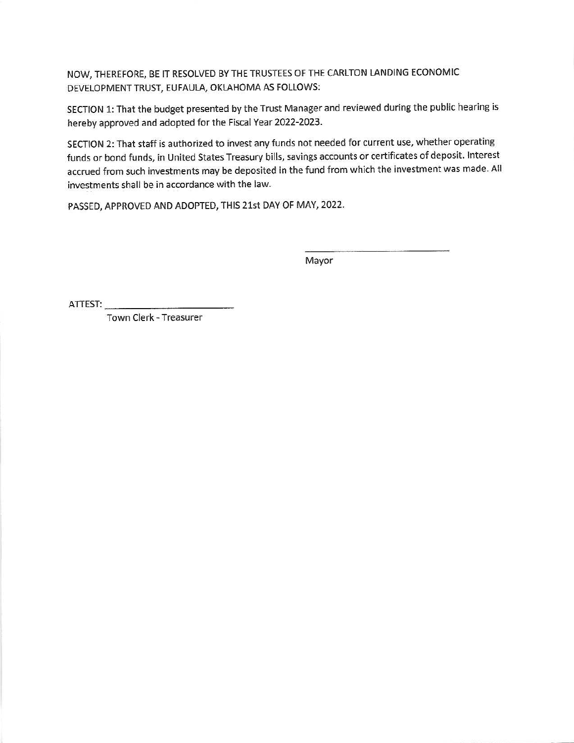NOW, THEREFORE, BE IT RESOLVED BY THE TRUSTEES OF THE CARLTON LANDING ECONOMIC DEVELOPMENT TRUST, EUFAULA, OKLAHOMA AS FOLLOWS:

SECTION 1: That the budget presented by the Trust Manager and reviewed during the public hearing is hereby approved and adopted for the Fiscal Year 2022-2023.

SECTION 2: That staff is authorized to invest any funds not needed for current use, whether operating funds or bond funds, in United States Treasury bills, savings accounts or certificates of deposit. Interest accrued from such investments may be deposited in the fund from which the investment was made. All investments shall be in accordance with the law.

PASSED, APPROVED AND ADOPTED, THIS 21st DAY OF MAY, 2022.

\_\_\_\_\_\_\_\_\_\_\_\_\_\_\_\_\_\_\_\_\_\_\_\_\_\_

Mayor

ATTEST: \_\_\_\_\_\_\_\_\_\_\_\_\_\_\_\_\_\_\_\_\_\_\_\_\_\_

Town Clerk - Treasurer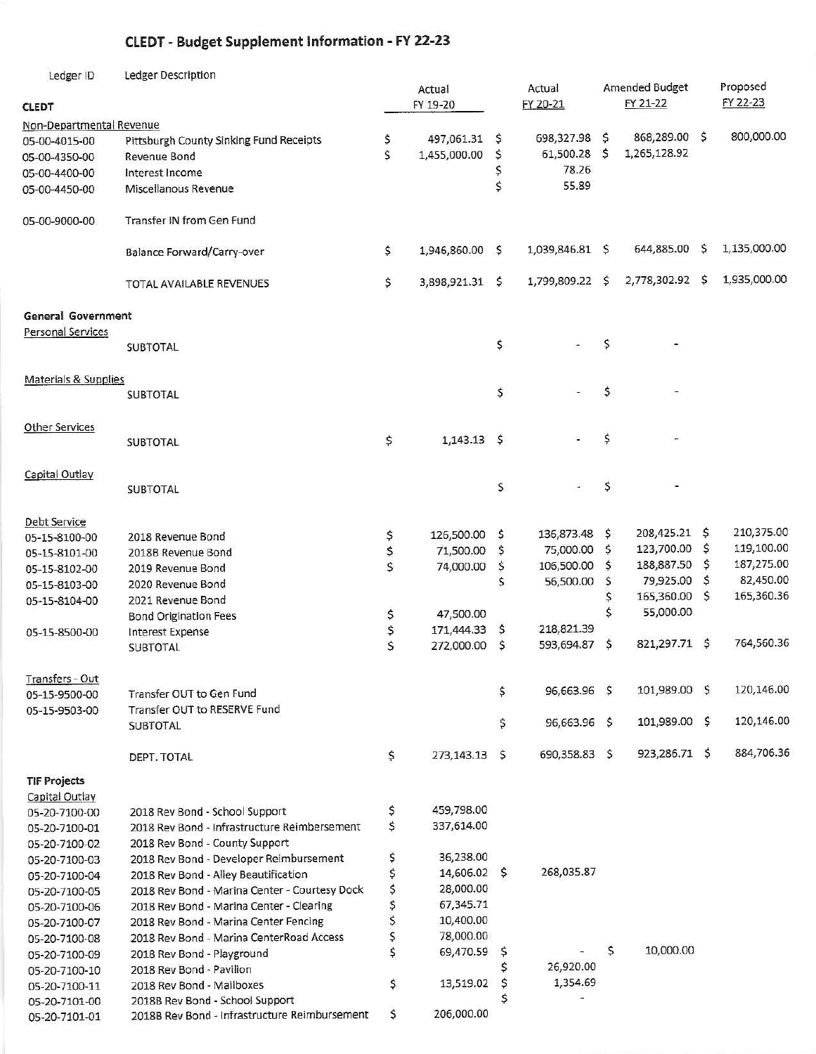# CLEDT - Budget Supplement Information - FY 22-23

| Ledger ID | Ledger Description | Actual FY 19-20 | Actual FY 20-21 | Amended Budget FY 21-22 | Proposed FY 22-23 |
|---|---|---|---|---|---|
| **CLEDT** | | | | | |
| Non-Departmental Revenue | | | | | |
| 05-00-4015-00 | Pittsburgh County Sinking Fund Receipts | $ 497,061.31 | $ 698,327.98 | $ 868,289.00 | $ 800,000.00 |
| 05-00-4350-00 | Revenue Bond | $ 1,455,000.00 | $ 61,500.28 | $ 1,265,128.92 | |
| 05-00-4400-00 | Interest Income | | $ 78.26 | | |
| 05-00-4450-00 | Miscellanous Revenue | | $ 55.89 | | |
| 05-00-9000-00 | Transfer IN from Gen Fund | | | | |
| | Balance Forward/Carry-over | $ 1,946,860.00 | $ 1,039,846.81 | $ 644,885.00 | $ 1,135,000.00 |
| | TOTAL AVAILABLE REVENUES | $ 3,898,921.31 | $ 1,799,809.22 | $ 2,778,302.92 | $ 1,935,000.00 |
| **General Government** | | | | | |
| Personal Services | | | | | |
| | SUBTOTAL | | $ - | $ - | |
| Materials & Supplies | | | | | |
| | SUBTOTAL | | $ - | $ - | |
| Other Services | | | | | |
| | SUBTOTAL | $ 1,143.13 | $ - | $ - | |
| Capital Outlay | | | | | |
| | SUBTOTAL | | $ - | $ - | |
| Debt Service | | | | | |
| 05-15-8100-00 | 2018 Revenue Bond | $ 126,500.00 | $ 136,873.48 | $ 208,425.21 | $ 210,375.00 |
| 05-15-8101-00 | 2018B Revenue Bond | $ 71,500.00 | $ 75,000.00 | $ 123,700.00 | $ 119,100.00 |
| 05-15-8102-00 | 2019 Revenue Bond | $ 74,000.00 | $ 106,500.00 | $ 188,887.50 | $ 187,275.00 |
| 05-15-8103-00 | 2020 Revenue Bond | | $ 56,500.00 | $ 79,925.00 | $ 82,450.00 |
| 05-15-8104-00 | 2021 Revenue Bond | | | $ 165,360.00 | $ 165,360.36 |
| | Bond Origination Fees | $ 47,500.00 | | $ 55,000.00 | |
| 05-15-8500-00 | Interest Expense | $ 171,444.33 | $ 218,821.39 | | |
| | SUBTOTAL | $ 272,000.00 | $ 593,694.87 | $ 821,297.71 | $ 764,560.36 |
| Transfers - Out | | | | | |
| 05-15-9500-00 | Transfer OUT to Gen Fund | | $ 96,663.96 | $ 101,989.00 | $ 120,146.00 |
| 05-15-9503-00 | Transfer OUT to RESERVE Fund | | | | |
| | SUBTOTAL | | $ 96,663.96 | $ 101,989.00 | $ 120,146.00 |
| | DEPT. TOTAL | $ 273,143.13 | $ 690,358.83 | $ 923,286.71 | $ 884,706.36 |
| **TIF Projects** | | | | | |
| Capital Outlay | | | | | |
| 05-20-7100-00 | 2018 Rev Bond - School Support | $ 459,798.00 | | | |
| 05-20-7100-01 | 2018 Rev Bond - Infrastructure Reimbersement | $ 337,614.00 | | | |
| 05-20-7100-02 | 2018 Rev Bond - County Support | | | | |
| 05-20-7100-03 | 2018 Rev Bond - Developer Reimbursement | $ 36,238.00 | | | |
| 05-20-7100-04 | 2018 Rev Bond - Alley Beautification | $ 14,606.02 | $ 268,035.87 | | |
| 05-20-7100-05 | 2018 Rev Bond - Marina Center - Courtesy Dock | $ 28,000.00 | | | |
| 05-20-7100-06 | 2018 Rev Bond - Marina Center - Clearing | $ 67,345.71 | | | |
| 05-20-7100-07 | 2018 Rev Bond - Marina Center Fencing | $ 10,400.00 | | | |
| 05-20-7100-08 | 2018 Rev Bond - Marina CenterRoad Access | $ 78,000.00 | | | |
| 05-20-7100-09 | 2018 Rev Bond - Playground | $ 69,470.59 | $ - | $ 10,000.00 | |
| 05-20-7100-10 | 2018 Rev Bond - Pavilion | | $ 26,920.00 | | |
| 05-20-7100-11 | 2018 Rev Bond - Mailboxes | $ 13,519.02 | $ 1,354.69 | | |
| 05-20-7101-00 | 2018B Rev Bond - School Support | | $ - | | |
| 05-20-7101-01 | 2018B Rev Bond - Infrastructure Reimbursement | $ 206,000.00 | | | |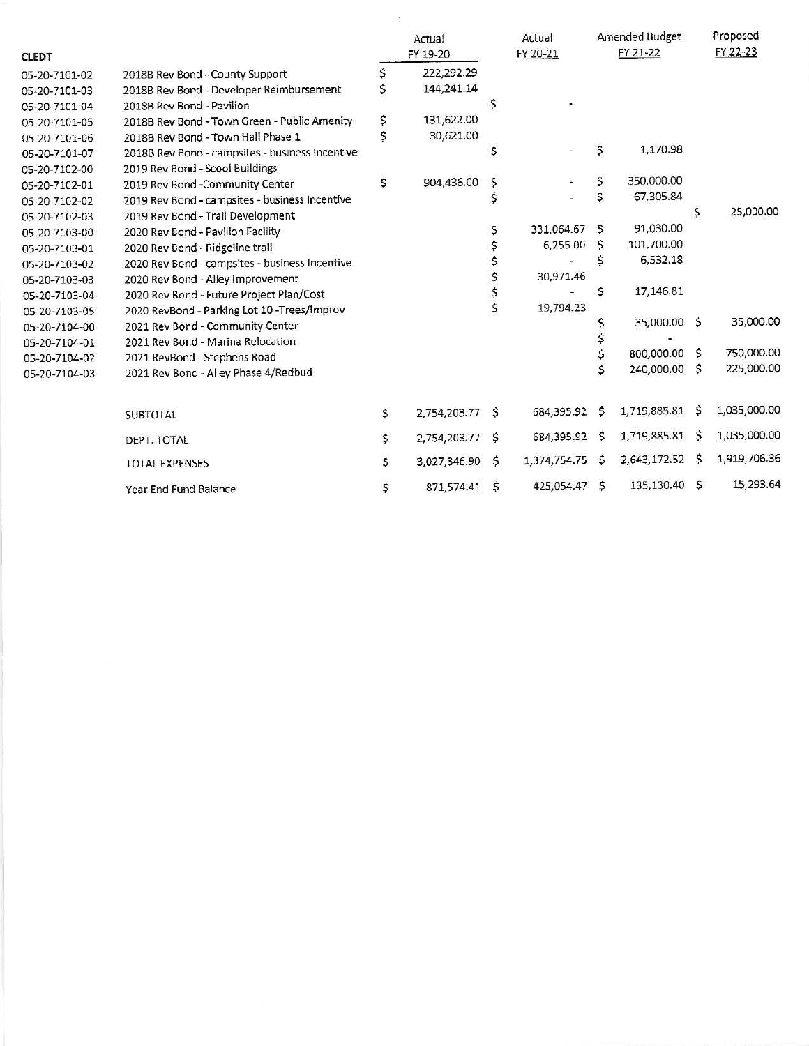| CLEDT | | Actual FY 19-20 | Actual FY 20-21 | Amended Budget FY 21-22 | Proposed FY 22-23 |
|---|---|---|---|---|---|
| 05-20-7101-02 | 2018B Rev Bond - County Support | $ 222,292.29 | | | |
| 05-20-7101-03 | 2018B Rev Bond - Developer Reimbursement | $ 144,241.14 | | | |
| 05-20-7101-04 | 2018B Rev Bond - Pavilion | | $ - | | |
| 05-20-7101-05 | 2018B Rev Bond - Town Green - Public Amenity | $ 131,622.00 | | | |
| 05-20-7101-06 | 2018B Rev Bond - Town Hall Phase 1 | $ 30,621.00 | | | |
| 05-20-7101-07 | 2018B Rev Bond - campsites - business Incentive | | $ - | $ 1,170.98 | |
| 05-20-7102-00 | 2019 Rev Bond - Scool Buildings | | | | |
| 05-20-7102-01 | 2019 Rev Bond -Community Center | $ 904,436.00 | $ - | $ 350,000.00 | |
| 05-20-7102-02 | 2019 Rev Bond - campsites - business Incentive | | $ - | $ 67,305.84 | |
| 05-20-7102-03 | 2019 Rev Bond - Trail Development | | | | $ 25,000.00 |
| 05-20-7103-00 | 2020 Rev Bond - Pavilion Facility | | $ 331,064.67 | $ 91,030.00 | |
| 05-20-7103-01 | 2020 Rev Bond - Ridgeline trail | | $ 6,255.00 | $ 101,700.00 | |
| 05-20-7103-02 | 2020 Rev Bond - campsites - business Incentive | | $ - | $ 6,532.18 | |
| 05-20-7103-03 | 2020 Rev Bond - Alley Improvement | | $ 30,971.46 | | |
| 05-20-7103-04 | 2020 Rev Bond - Future Project Plan/Cost | | $ - | $ 17,146.81 | |
| 05-20-7103-05 | 2020 RevBond - Parking Lot 10 -Trees/Improv | | $ 19,794.23 | | |
| 05-20-7104-00 | 2021 Rev Bond - Community Center | | | $ 35,000.00 | $ 35,000.00 |
| 05-20-7104-01 | 2021 Rev Bond - Marina Relocation | | | $ - | |
| 05-20-7104-02 | 2021 RevBond - Stephens Road | | | $ 800,000.00 | $ 750,000.00 |
| 05-20-7104-03 | 2021 Rev Bond - Alley Phase 4/Redbud | | | $ 240,000.00 | $ 225,000.00 |
| | SUBTOTAL | $ 2,754,203.77 | $ 684,395.92 | $ 1,719,885.81 | $ 1,035,000.00 |
| | DEPT. TOTAL | $ 2,754,203.77 | $ 684,395.92 | $ 1,719,885.81 | $ 1,035,000.00 |
| | TOTAL EXPENSES | $ 3,027,346.90 | $ 1,374,754.75 | $ 2,643,172.52 | $ 1,919,706.36 |
| | Year End Fund Balance | $ 871,574.41 | $ 425,054.47 | $ 135,130.40 | $ 15,293.64 |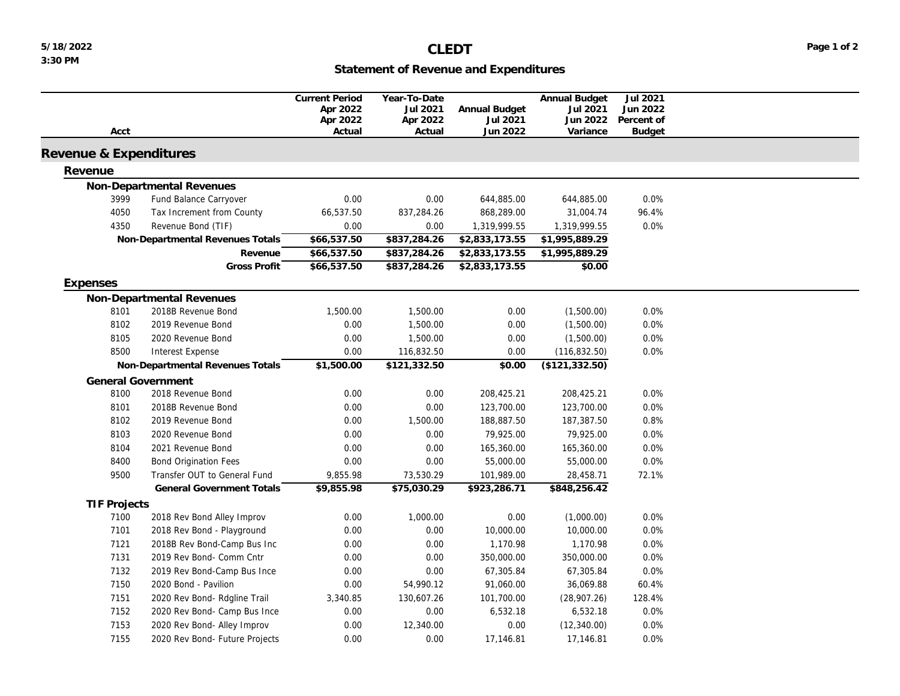# CLEDT

## Statement of Revenue and Expenditures

5/18/2022
3:30 PM

| Acct | | Current Period Apr 2022 Apr 2022 Actual | Year-To-Date Jul 2021 Apr 2022 Actual | Annual Budget Jul 2021 Jun 2022 | Annual Budget Jul 2021 Jun 2022 Variance | Jul 2021 Jun 2022 Percent of Budget |
|---|---|---|---|---|---|---|
| **Revenue & Expenditures** | | | | | | |
| **Revenue** | | | | | | |
| **Non-Departmental Revenues** | | | | | | |
| 3999 | Fund Balance Carryover | 0.00 | 0.00 | 644,885.00 | 644,885.00 | 0.0% |
| 4050 | Tax Increment from County | 66,537.50 | 837,284.26 | 868,289.00 | 31,004.74 | 96.4% |
| 4350 | Revenue Bond (TIF) | 0.00 | 0.00 | 1,319,999.55 | 1,319,999.55 | 0.0% |
| | **Non-Departmental Revenues Totals** | **$66,537.50** | **$837,284.26** | **$2,833,173.55** | **$1,995,889.29** | |
| | **Revenue** | **$66,537.50** | **$837,284.26** | **$2,833,173.55** | **$1,995,889.29** | |
| | **Gross Profit** | **$66,537.50** | **$837,284.26** | **$2,833,173.55** | **$0.00** | |
| **Expenses** | | | | | | |
| **Non-Departmental Revenues** | | | | | | |
| 8101 | 2018B Revenue Bond | 1,500.00 | 1,500.00 | 0.00 | (1,500.00) | 0.0% |
| 8102 | 2019 Revenue Bond | 0.00 | 1,500.00 | 0.00 | (1,500.00) | 0.0% |
| 8105 | 2020 Revenue Bond | 0.00 | 1,500.00 | 0.00 | (1,500.00) | 0.0% |
| 8500 | Interest Expense | 0.00 | 116,832.50 | 0.00 | (116,832.50) | 0.0% |
| | **Non-Departmental Revenues Totals** | **$1,500.00** | **$121,332.50** | **$0.00** | **($121,332.50)** | |
| **General Government** | | | | | | |
| 8100 | 2018 Revenue Bond | 0.00 | 0.00 | 208,425.21 | 208,425.21 | 0.0% |
| 8101 | 2018B Revenue Bond | 0.00 | 0.00 | 123,700.00 | 123,700.00 | 0.0% |
| 8102 | 2019 Revenue Bond | 0.00 | 1,500.00 | 188,887.50 | 187,387.50 | 0.8% |
| 8103 | 2020 Revenue Bond | 0.00 | 0.00 | 79,925.00 | 79,925.00 | 0.0% |
| 8104 | 2021 Revenue Bond | 0.00 | 0.00 | 165,360.00 | 165,360.00 | 0.0% |
| 8400 | Bond Origination Fees | 0.00 | 0.00 | 55,000.00 | 55,000.00 | 0.0% |
| 9500 | Transfer OUT to General Fund | 9,855.98 | 73,530.29 | 101,989.00 | 28,458.71 | 72.1% |
| | **General Government Totals** | **$9,855.98** | **$75,030.29** | **$923,286.71** | **$848,256.42** | |
| **TIF Projects** | | | | | | |
| 7100 | 2018 Rev Bond Alley Improv | 0.00 | 1,000.00 | 0.00 | (1,000.00) | 0.0% |
| 7101 | 2018 Rev Bond - Playground | 0.00 | 0.00 | 10,000.00 | 10,000.00 | 0.0% |
| 7121 | 2018B Rev Bond-Camp Bus Inc | 0.00 | 0.00 | 1,170.98 | 1,170.98 | 0.0% |
| 7131 | 2019 Rev Bond- Comm Cntr | 0.00 | 0.00 | 350,000.00 | 350,000.00 | 0.0% |
| 7132 | 2019 Rev Bond-Camp Bus Ince | 0.00 | 0.00 | 67,305.84 | 67,305.84 | 0.0% |
| 7150 | 2020 Bond - Pavilion | 0.00 | 54,990.12 | 91,060.00 | 36,069.88 | 60.4% |
| 7151 | 2020 Rev Bond- Rdgline Trail | 3,340.85 | 130,607.26 | 101,700.00 | (28,907.26) | 128.4% |
| 7152 | 2020 Rev Bond- Camp Bus Ince | 0.00 | 0.00 | 6,532.18 | 6,532.18 | 0.0% |
| 7153 | 2020 Rev Bond- Alley Improv | 0.00 | 12,340.00 | 0.00 | (12,340.00) | 0.0% |
| 7155 | 2020 Rev Bond- Future Projects | 0.00 | 0.00 | 17,146.81 | 17,146.81 | 0.0% |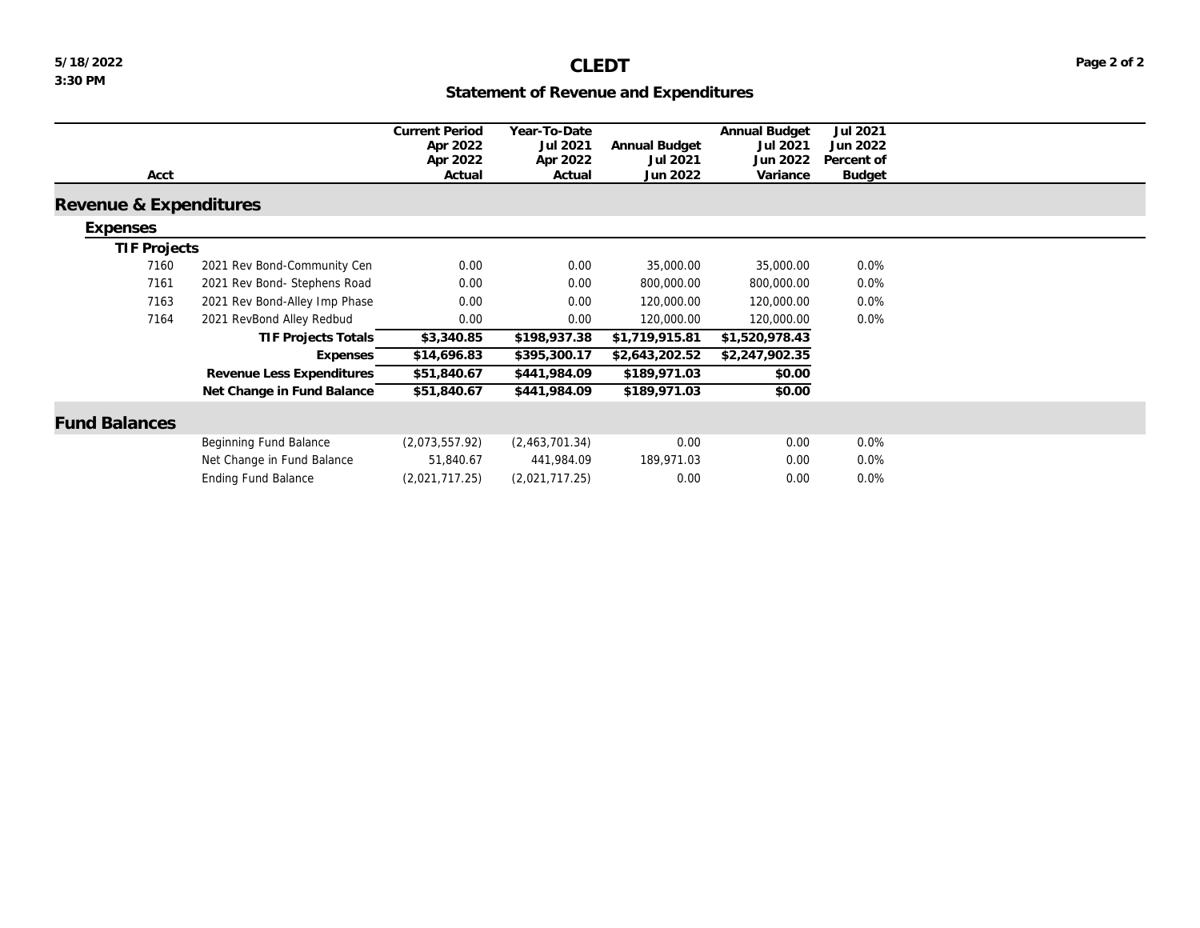# CLEDT

## Statement of Revenue and Expenditures

| Acct | | Current Period Apr 2022 Apr 2022 Actual | Year-To-Date Jul 2021 Apr 2022 Actual | Annual Budget Jul 2021 Jun 2022 | Annual Budget Jul 2021 Jun 2022 Variance | Jul 2021 Jun 2022 Percent of Budget |
|---|---|---|---|---|---|---|
| **Revenue & Expenditures** | | | | | | |
| **Expenses** | | | | | | |
| **TIF Projects** | | | | | | |
| 7160 | 2021 Rev Bond-Community Cen | 0.00 | 0.00 | 35,000.00 | 35,000.00 | 0.0% |
| 7161 | 2021 Rev Bond- Stephens Road | 0.00 | 0.00 | 800,000.00 | 800,000.00 | 0.0% |
| 7163 | 2021 Rev Bond-Alley Imp Phase | 0.00 | 0.00 | 120,000.00 | 120,000.00 | 0.0% |
| 7164 | 2021 RevBond Alley Redbud | 0.00 | 0.00 | 120,000.00 | 120,000.00 | 0.0% |
| | **TIF Projects Totals** | **$3,340.85** | **$198,937.38** | **$1,719,915.81** | **$1,520,978.43** | |
| | **Expenses** | **$14,696.83** | **$395,300.17** | **$2,643,202.52** | **$2,247,902.35** | |
| | **Revenue Less Expenditures** | **$51,840.67** | **$441,984.09** | **$189,971.03** | **$0.00** | |
| | **Net Change in Fund Balance** | **$51,840.67** | **$441,984.09** | **$189,971.03** | **$0.00** | |
| **Fund Balances** | | | | | | |
| | Beginning Fund Balance | (2,073,557.92) | (2,463,701.34) | 0.00 | 0.00 | 0.0% |
| | Net Change in Fund Balance | 51,840.67 | 441,984.09 | 189,971.03 | 0.00 | 0.0% |
| | Ending Fund Balance | (2,021,717.25) | (2,021,717.25) | 0.00 | 0.00 | 0.0% |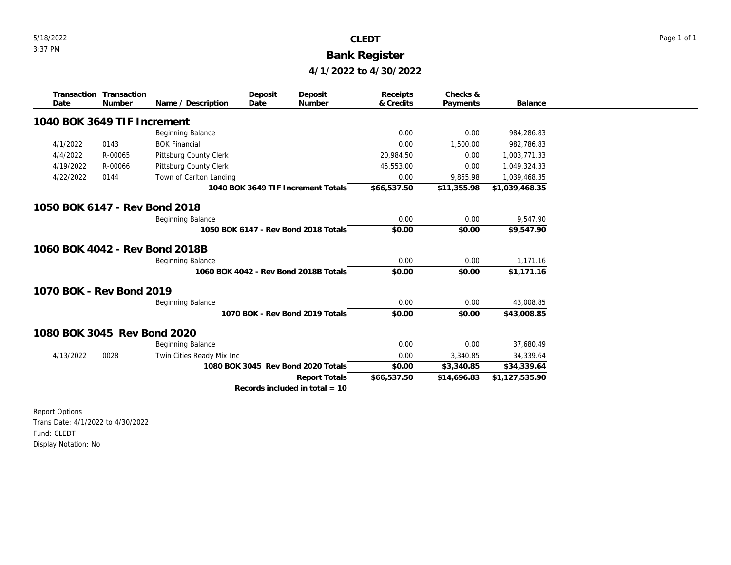5/18/2022
3:37 PM

# CLEDT

## Bank Register

### 4/1/2022 to 4/30/2022

| Transaction Date | Transaction Number | Name / Description | Deposit Date | Deposit Number | Receipts & Credits | Checks & Payments | Balance |
|---|---|---|---|---|---|---|---|
| **1040 BOK 3649 TIF Increment** | | | | | | | |
| | | Beginning Balance | | | 0.00 | 0.00 | 984,286.83 |
| 4/1/2022 | 0143 | BOK Financial | | | 0.00 | 1,500.00 | 982,786.83 |
| 4/4/2022 | R-00065 | Pittsburg County Clerk | | | 20,984.50 | 0.00 | 1,003,771.33 |
| 4/19/2022 | R-00066 | Pittsburg County Clerk | | | 45,553.00 | 0.00 | 1,049,324.33 |
| 4/22/2022 | 0144 | Town of Carlton Landing | | | 0.00 | 9,855.98 | 1,039,468.35 |
| | | **1040 BOK 3649 TIF Increment Totals** | | | **$66,537.50** | **$11,355.98** | **$1,039,468.35** |
| **1050 BOK 6147 - Rev Bond 2018** | | | | | | | |
| | | Beginning Balance | | | 0.00 | 0.00 | 9,547.90 |
| | | **1050 BOK 6147 - Rev Bond 2018 Totals** | | | **$0.00** | **$0.00** | **$9,547.90** |
| **1060 BOK 4042 - Rev Bond 2018B** | | | | | | | |
| | | Beginning Balance | | | 0.00 | 0.00 | 1,171.16 |
| | | **1060 BOK 4042 - Rev Bond 2018B Totals** | | | **$0.00** | **$0.00** | **$1,171.16** |
| **1070 BOK - Rev Bond 2019** | | | | | | | |
| | | Beginning Balance | | | 0.00 | 0.00 | 43,008.85 |
| | | **1070 BOK - Rev Bond 2019 Totals** | | | **$0.00** | **$0.00** | **$43,008.85** |
| **1080 BOK 3045 Rev Bond 2020** | | | | | | | |
| | | Beginning Balance | | | 0.00 | 0.00 | 37,680.49 |
| 4/13/2022 | 0028 | Twin Cities Ready Mix Inc | | | 0.00 | 3,340.85 | 34,339.64 |
| | | **1080 BOK 3045 Rev Bond 2020 Totals** | | | **$0.00** | **$3,340.85** | **$34,339.64** |
| | | **Report Totals** | | | **$66,537.50** | **$14,696.83** | **$1,127,535.90** |
| | | **Records included in total = 10** | | | | | |

Report Options
Trans Date: 4/1/2022 to 4/30/2022
Fund: CLEDT
Display Notation: No